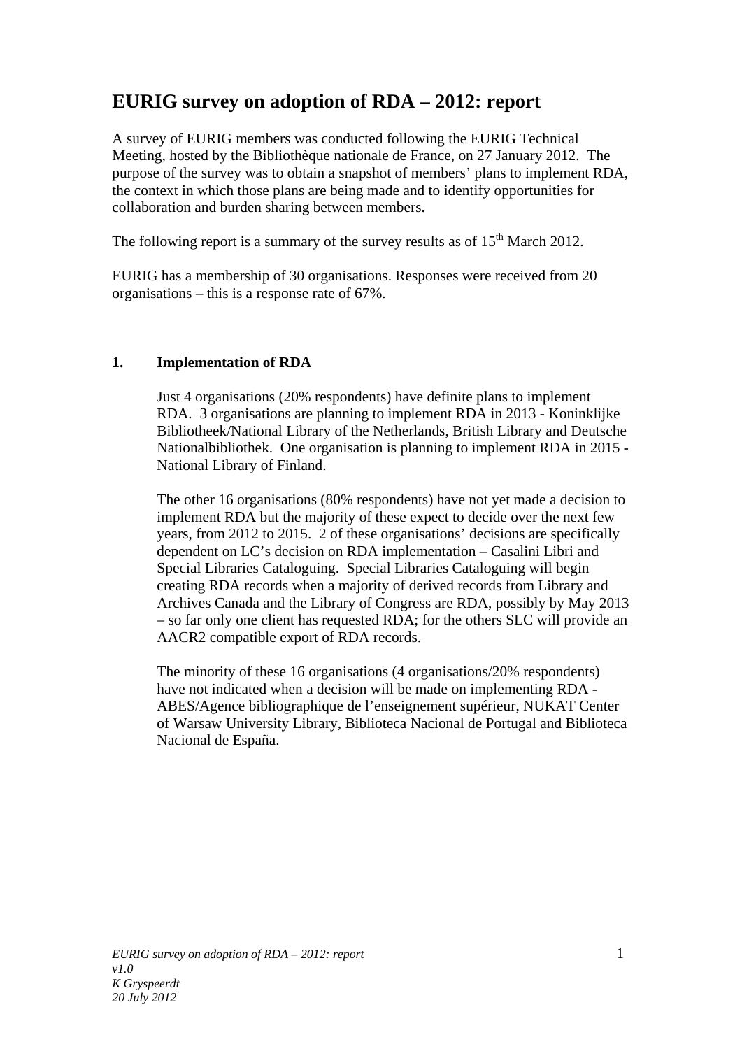# EURIG survey on adoption of RDA – 2012: report

A survey of EURIG members was conducted following the EURIG Technical Meeting, hosted by the Bibliothèque nationale de France, on 27 January 2012. The purpose of the survey was to obtain a snapshot of members' plans to implement RDA, the context in which those plans are being made and to identify opportunities for collaboration and burden sharing between members.

The following report is a summary of the survey results as of 15th March 2012.

EURIG has a membership of 30 organisations. Responses were received from 20 organisations – this is a response rate of 67%.

## 1. Implementation of RDA

Just 4 organisations (20% respondents) have definite plans to implement RDA. 3 organisations are planning to implement RDA in 2013 - Koninklijke Bibliotheek/National Library of the Netherlands, British Library and Deutsche Nationalbibliothek. One organisation is planning to implement RDA in 2015 - National Library of Finland.

The other 16 organisations (80% respondents) have not yet made a decision to implement RDA but the majority of these expect to decide over the next few years, from 2012 to 2015. 2 of these organisations' decisions are specifically dependent on LC's decision on RDA implementation – Casalini Libri and Special Libraries Cataloguing. Special Libraries Cataloguing will begin creating RDA records when a majority of derived records from Library and Archives Canada and the Library of Congress are RDA, possibly by May 2013 – so far only one client has requested RDA; for the others SLC will provide an AACR2 compatible export of RDA records.

The minority of these 16 organisations (4 organisations/20% respondents) have not indicated when a decision will be made on implementing RDA - ABES/Agence bibliographique de l'enseignement supérieur, NUKAT Center of Warsaw University Library, Biblioteca Nacional de Portugal and Biblioteca Nacional de España.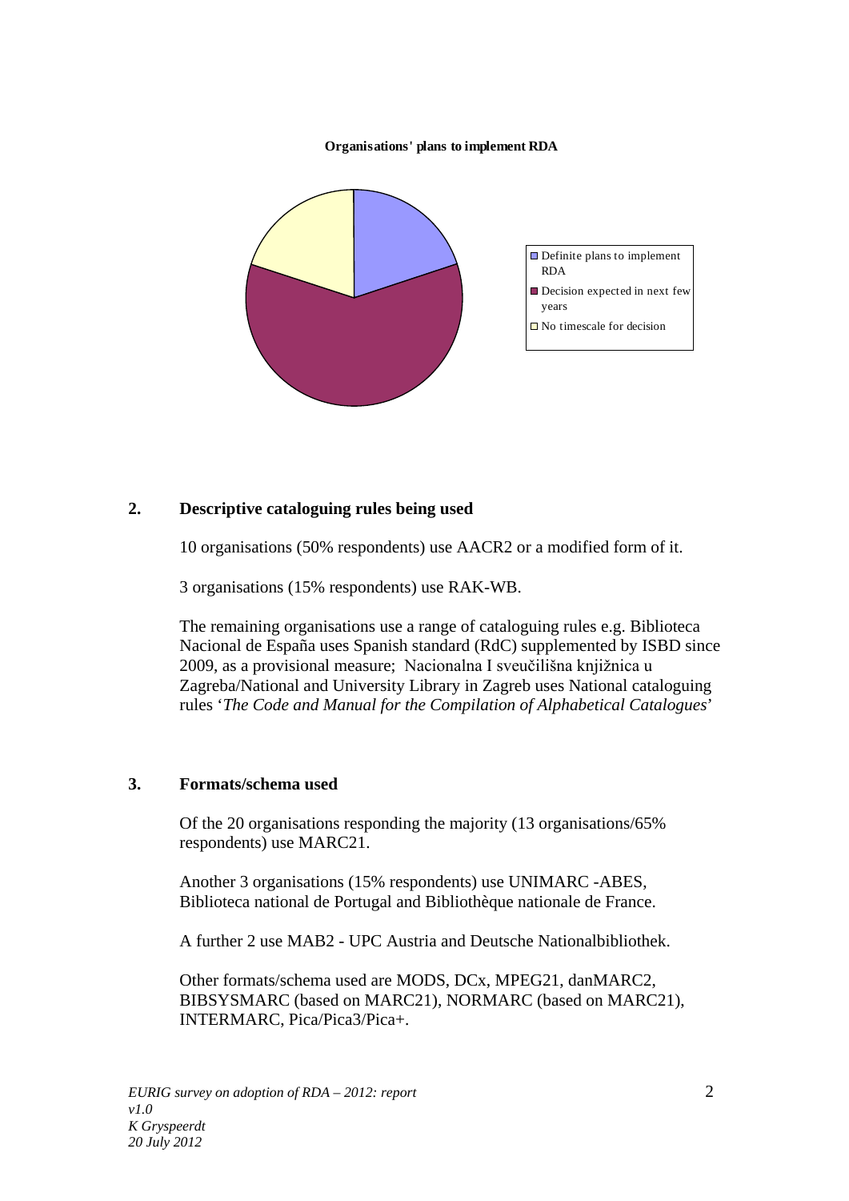**Organisations' plans to implement RDA**

- Definite plans to implement RDA
- Decision expected in next few years
- No timescale for decision

## 2. Descriptive cataloguing rules being used

10 organisations (50% respondents) use AACR2 or a modified form of it.

3 organisations (15% respondents) use RAK-WB.

The remaining organisations use a range of cataloguing rules e.g. Biblioteca Nacional de España uses Spanish standard (RdC) supplemented by ISBD since 2009, as a provisional measure; Nacionalna I sveučilišna knjižnica u Zagreba/National and University Library in Zagreb uses National cataloguing rules '*The Code and Manual for the Compilation of Alphabetical Catalogues*'

## 3. Formats/schema used

Of the 20 organisations responding the majority (13 organisations/65% respondents) use MARC21.

Another 3 organisations (15% respondents) use UNIMARC -ABES, Biblioteca national de Portugal and Bibliothèque nationale de France.

A further 2 use MAB2 - UPC Austria and Deutsche Nationalbibliothek.

Other formats/schema used are MODS, DCx, MPEG21, danMARC2, BIBSYSMARC (based on MARC21), NORMARC (based on MARC21), INTERMARC, Pica/Pica3/Pica+.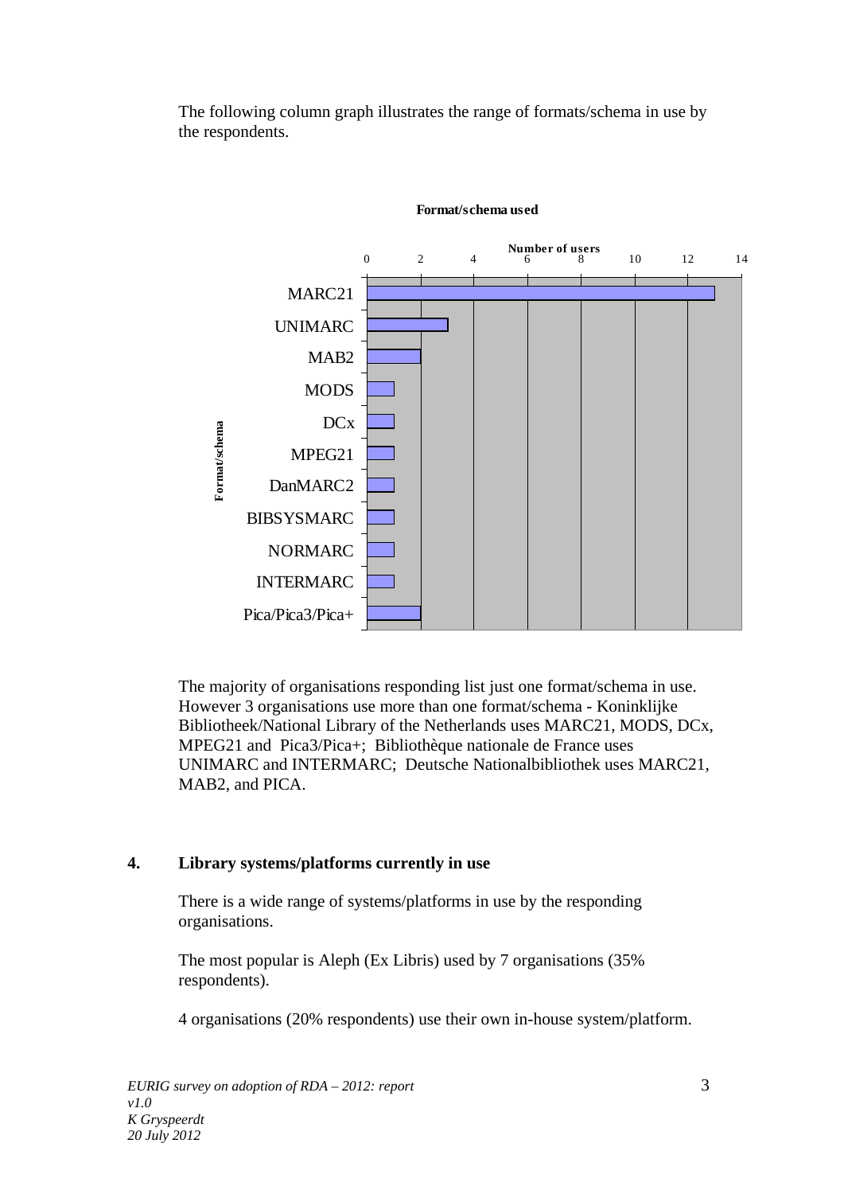The following column graph illustrates the range of formats/schema in use by the respondents.

**Format/schema used**

| Format/schema | Number of users |
|---|---|
| MARC21 | 13 |
| UNIMARC | 3 |
| MAB2 | 2 |
| MODS | 1 |
| DCx | 1 |
| MPEG21 | 1 |
| DanMARC2 | 1 |
| BIBSYSMARC | 1 |
| NORMARC | 1 |
| INTERMARC | 1 |
| Pica/Pica3/Pica+ | 2 |

The majority of organisations responding list just one format/schema in use. However 3 organisations use more than one format/schema - Koninklijke Bibliotheek/National Library of the Netherlands uses MARC21, MODS, DCx, MPEG21 and Pica3/Pica+; Bibliothèque nationale de France uses UNIMARC and INTERMARC; Deutsche Nationalbibliothek uses MARC21, MAB2, and PICA.

## 4. Library systems/platforms currently in use

There is a wide range of systems/platforms in use by the responding organisations.

The most popular is Aleph (Ex Libris) used by 7 organisations (35% respondents).

4 organisations (20% respondents) use their own in-house system/platform.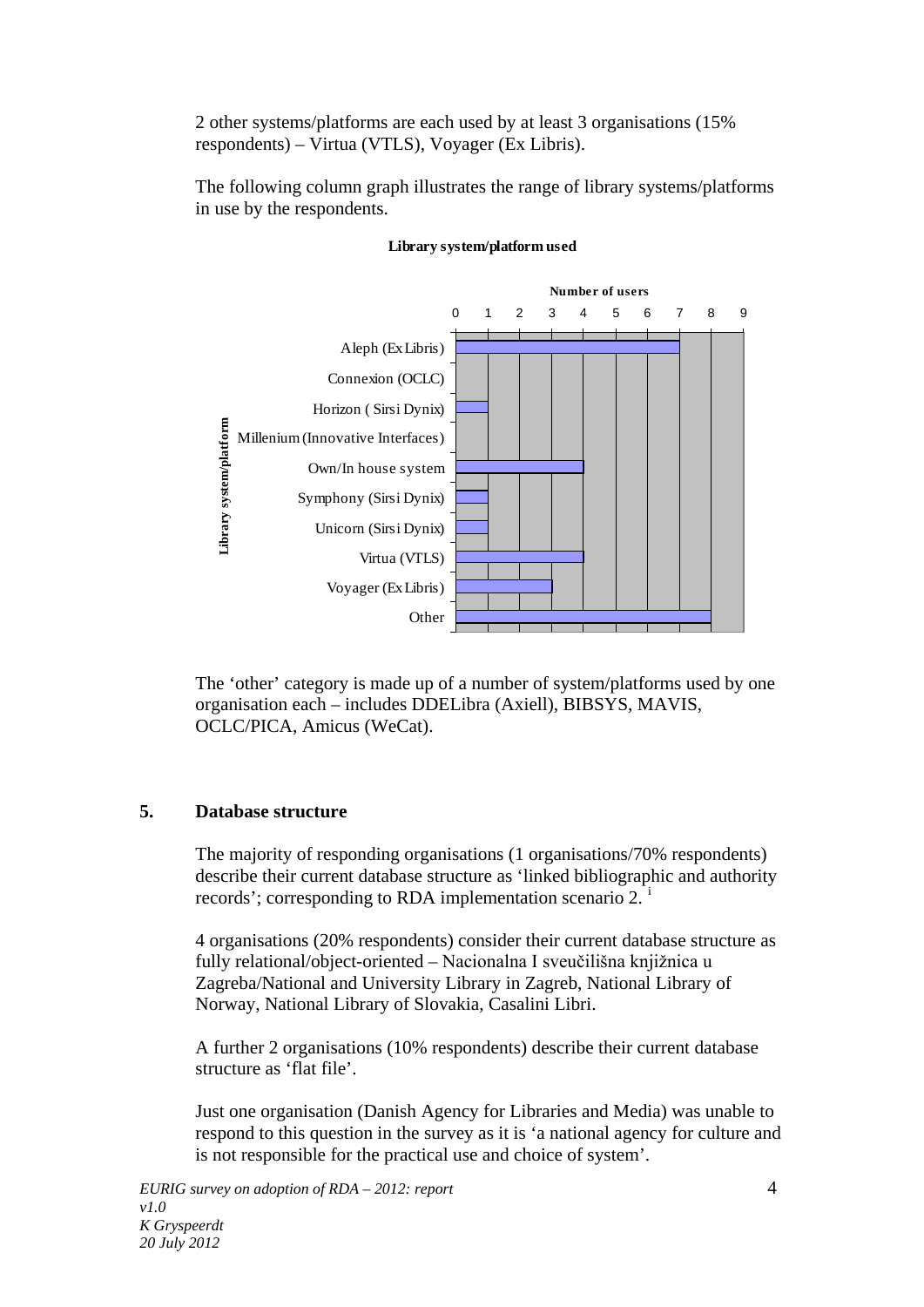2 other systems/platforms are each used by at least 3 organisations (15% respondents) – Virtua (VTLS), Voyager (Ex Libris).

The following column graph illustrates the range of library systems/platforms in use by the respondents.

**Library system/platform used**

| Library system/platform | Number of users |
|---|---|
| Aleph (Ex Libris) | 7 |
| Connexion (OCLC) | 0 |
| Horizon ( Sirsi Dynix) | 1 |
| Millenium (Innovative Interfaces) | 0 |
| Own/In house system | 4 |
| Symphony (Sirsi Dynix) | 1 |
| Unicorn (Sirsi Dynix) | 1 |
| Virtua (VTLS) | 4 |
| Voyager (Ex Libris) | 3 |
| Other | 8 |

The 'other' category is made up of a number of system/platforms used by one organisation each – includes DDELibra (Axiell), BIBSYS, MAVIS, OCLC/PICA, Amicus (WeCat).

## 5. Database structure

The majority of responding organisations (1 organisations/70% respondents) describe their current database structure as 'linked bibliographic and authority records'; corresponding to RDA implementation scenario 2. [i]

4 organisations (20% respondents) consider their current database structure as fully relational/object-oriented – Nacionalna I sveučilišna knjižnica u Zagreba/National and University Library in Zagreb, National Library of Norway, National Library of Slovakia, Casalini Libri.

A further 2 organisations (10% respondents) describe their current database structure as 'flat file'.

Just one organisation (Danish Agency for Libraries and Media) was unable to respond to this question in the survey as it is 'a national agency for culture and is not responsible for the practical use and choice of system'.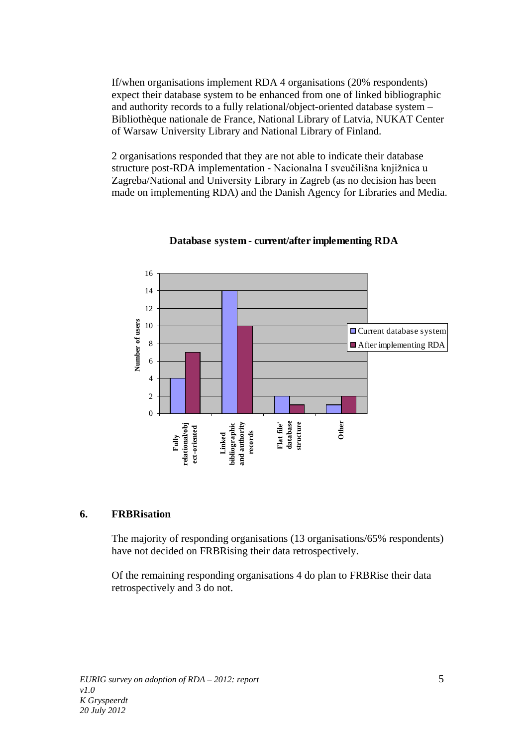If/when organisations implement RDA 4 organisations (20% respondents) expect their database system to be enhanced from one of linked bibliographic and authority records to a fully relational/object-oriented database system – Bibliothèque nationale de France, National Library of Latvia, NUKAT Center of Warsaw University Library and National Library of Finland.

2 organisations responded that they are not able to indicate their database structure post-RDA implementation - Nacionalna I sveučilišna knjižnica u Zagreba/National and University Library in Zagreb (as no decision has been made on implementing RDA) and the Danish Agency for Libraries and Media.

**Database system - current/after implementing RDA**

| Number of users | Current database system | After implementing RDA |
|---|---|---|
| Fully relational/object-oriented | 4 | 7 |
| Linked bibliographic and authority records | 14 | 10 |
| Flat file' database structure | 2 | 1 |
| Other | 1 | 2 |

## 6. FRBRisation

The majority of responding organisations (13 organisations/65% respondents) have not decided on FRBRising their data retrospectively.

Of the remaining responding organisations 4 do plan to FRBRise their data retrospectively and 3 do not.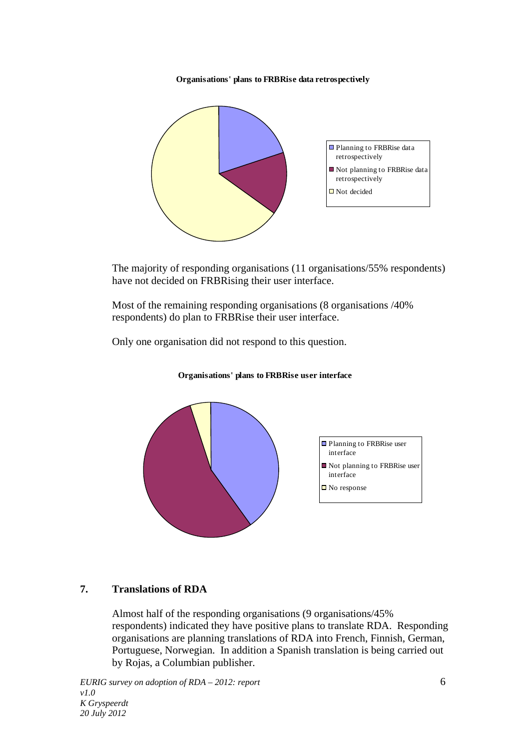**Organisations' plans to FRBRise data retrospectively**

- Planning to FRBRise data retrospectively
- Not planning to FRBRise data retrospectively
- Not decided

The majority of responding organisations (11 organisations/55% respondents) have not decided on FRBRising their user interface.

Most of the remaining responding organisations (8 organisations /40% respondents) do plan to FRBRise their user interface.

Only one organisation did not respond to this question.

**Organisations' plans to FRBRise user interface**

- Planning to FRBRise user interface
- Not planning to FRBRise user interface
- No response

## 7. Translations of RDA

Almost half of the responding organisations (9 organisations/45% respondents) indicated they have positive plans to translate RDA. Responding organisations are planning translations of RDA into French, Finnish, German, Portuguese, Norwegian. In addition a Spanish translation is being carried out by Rojas, a Columbian publisher.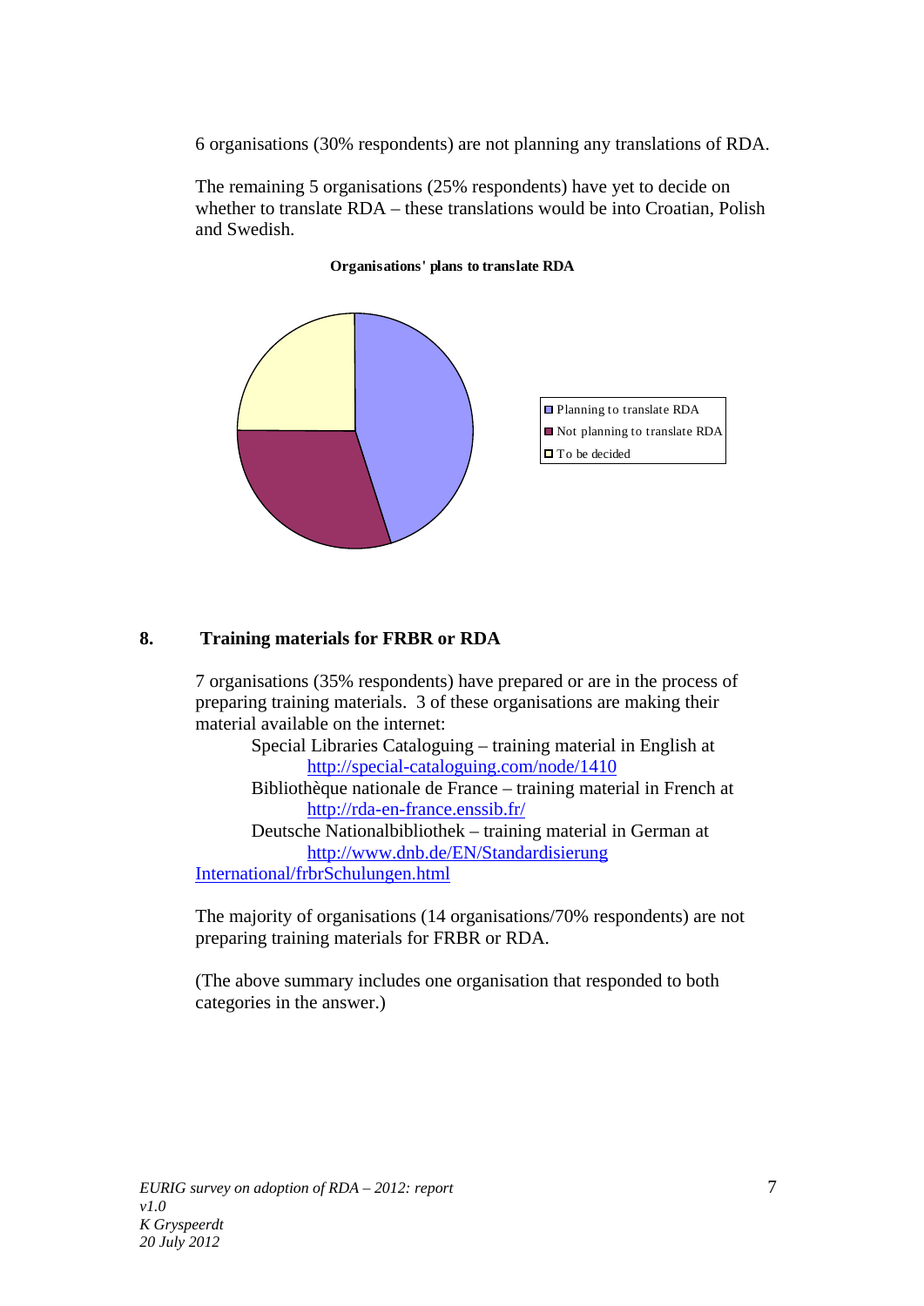6 organisations (30% respondents) are not planning any translations of RDA.

The remaining 5 organisations (25% respondents) have yet to decide on whether to translate RDA – these translations would be into Croatian, Polish and Swedish.

**Organisations' plans to translate RDA**

- Planning to translate RDA
- Not planning to translate RDA
- To be decided

## 8. Training materials for FRBR or RDA

7 organisations (35% respondents) have prepared or are in the process of preparing training materials. 3 of these organisations are making their material available on the internet:

Special Libraries Cataloguing – training material in English at
http://special-cataloguing.com/node/1410

Bibliothèque nationale de France – training material in French at
http://rda-en-france.enssib.fr/

Deutsche Nationalbibliothek – training material in German at
http://www.dnb.de/EN/Standardisierung International/frbrSchulungen.html

The majority of organisations (14 organisations/70% respondents) are not preparing training materials for FRBR or RDA.

(The above summary includes one organisation that responded to both categories in the answer.)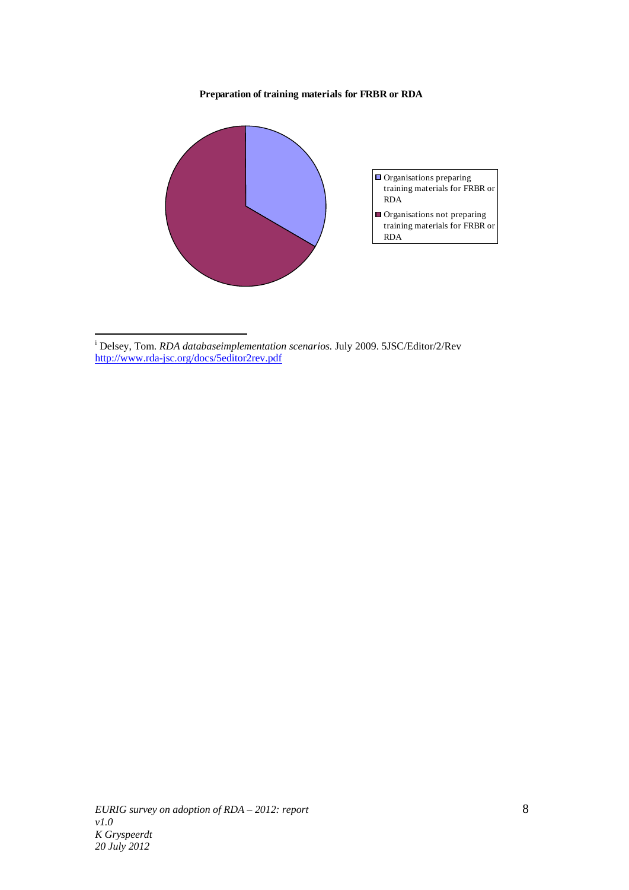**Preparation of training materials for FRBR or RDA**

Organisations preparing training materials for FRBR or RDA

Organisations not preparing training materials for FRBR or RDA

---

[i] Delsey, Tom. *RDA databaseimplementation scenarios.* July 2009. 5JSC/Editor/2/Rev http://www.rda-jsc.org/docs/5editor2rev.pdf